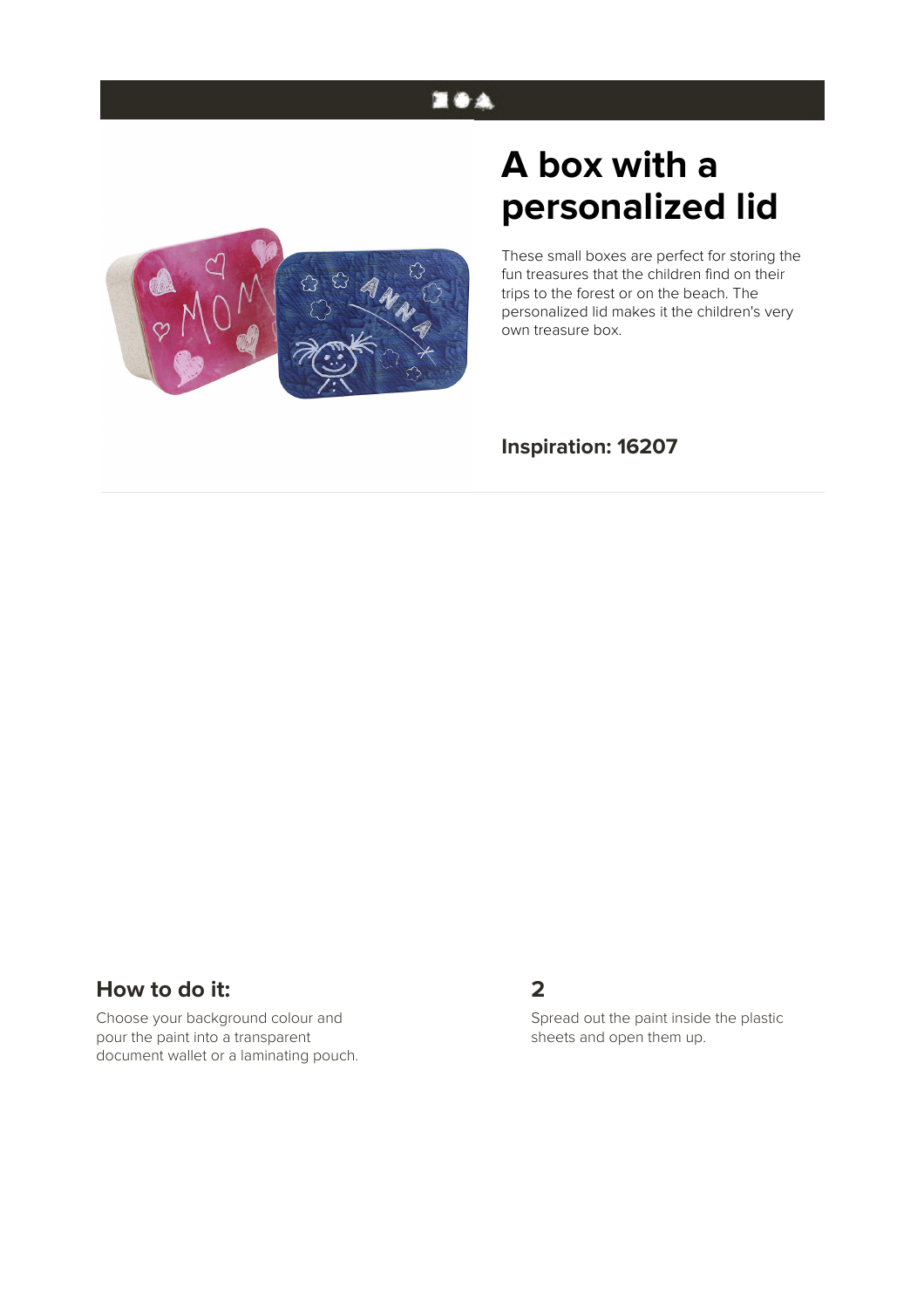# A box with a personalized lid

These small boxes are perfect for storing the fun treasures that the children find on their trips to the forest or on the beach. The personalized lid makes it the children's very own treasure box.

**Inspiration: 16207**

## How to do it:

Choose your background colour and pour the paint into a transparent document wallet or a laminating pouch.

## 2

Spread out the paint inside the plastic sheets and open them up.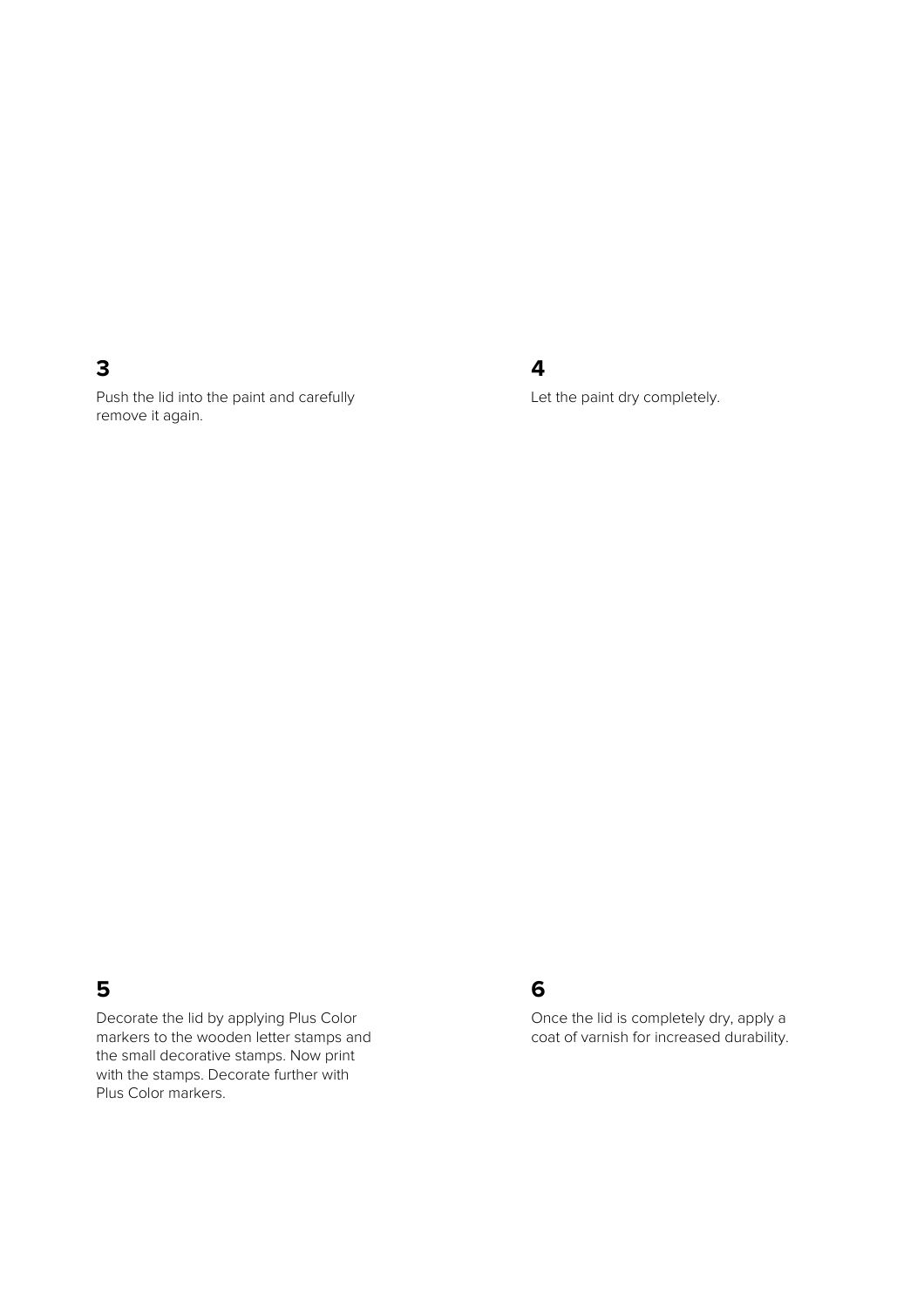## 3

Push the lid into the paint and carefully remove it again.

## 4

Let the paint dry completely.

## 5

Decorate the lid by applying Plus Color markers to the wooden letter stamps and the small decorative stamps. Now print with the stamps. Decorate further with Plus Color markers.

## 6

Once the lid is completely dry, apply a coat of varnish for increased durability.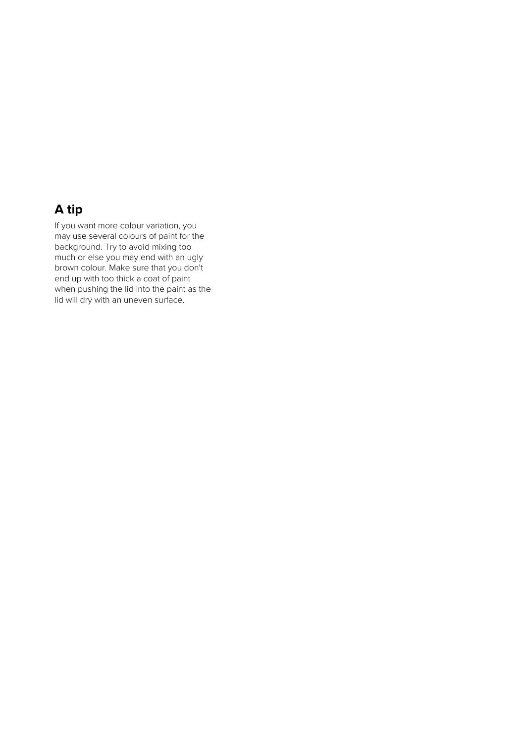## A tip

If you want more colour variation, you may use several colours of paint for the background. Try to avoid mixing too much or else you may end with an ugly brown colour. Make sure that you don't end up with too thick a coat of paint when pushing the lid into the paint as the lid will dry with an uneven surface.